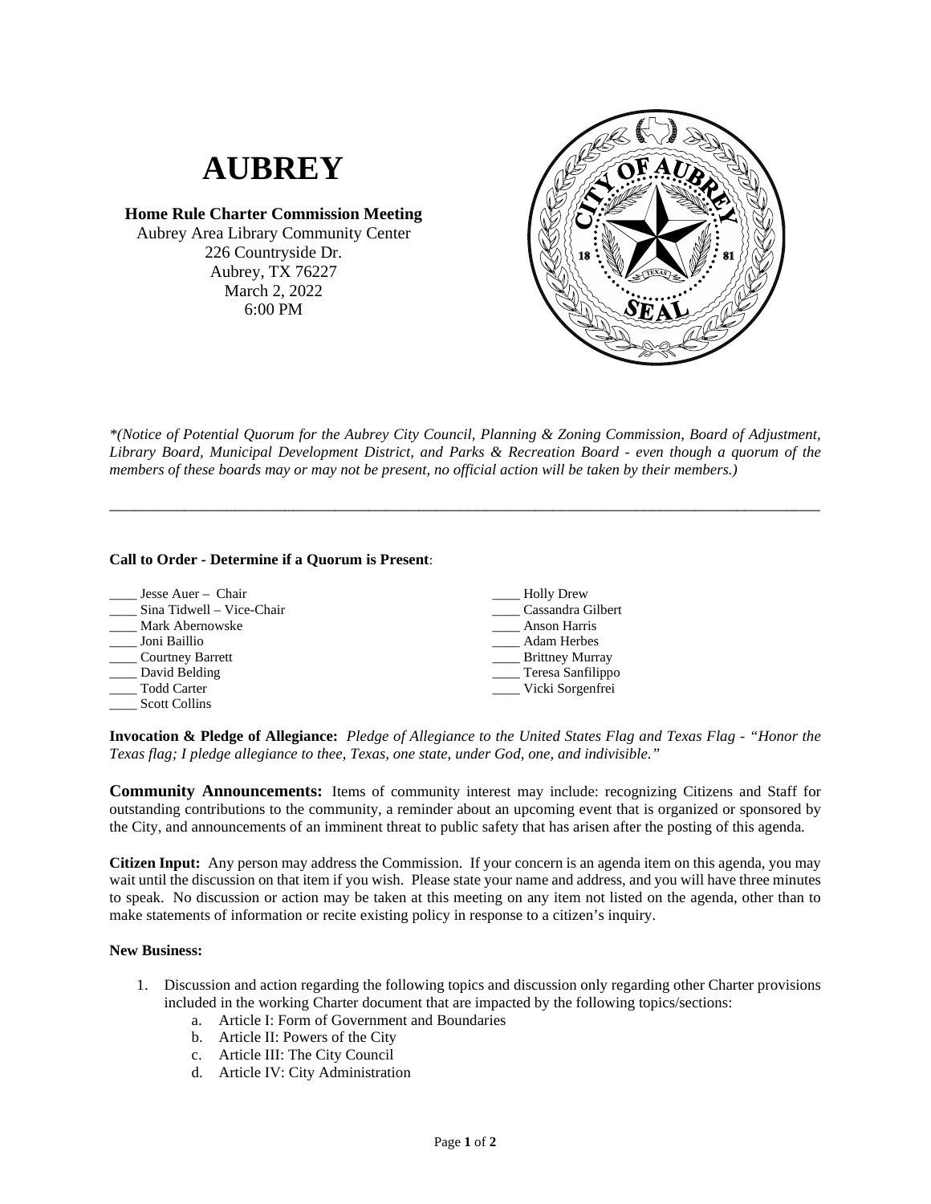# AUBREY

**Home Rule Charter Commission Meeting**
Aubrey Area Library Community Center
226 Countryside Dr.
Aubrey, TX 76227
March 2, 2022
6:00 PM

*\*(Notice of Potential Quorum for the Aubrey City Council, Planning & Zoning Commission, Board of Adjustment, Library Board, Municipal Development District, and Parks & Recreation Board - even though a quorum of the members of these boards may or may not be present, no official action will be taken by their members.)*

---

**Call to Order - Determine if a Quorum is Present**:

____ Jesse Auer – Chair
____ Sina Tidwell – Vice-Chair
____ Mark Abernowske
____ Joni Baillio
____ Courtney Barrett
____ David Belding
____ Todd Carter
____ Scott Collins
____ Holly Drew
____ Cassandra Gilbert
____ Anson Harris
____ Adam Herbes
____ Brittney Murray
____ Teresa Sanfilippo
____ Vicki Sorgenfrei

**Invocation & Pledge of Allegiance:** *Pledge of Allegiance to the United States Flag and Texas Flag - "Honor the Texas flag; I pledge allegiance to thee, Texas, one state, under God, one, and indivisible."*

**Community Announcements:** Items of community interest may include: recognizing Citizens and Staff for outstanding contributions to the community, a reminder about an upcoming event that is organized or sponsored by the City, and announcements of an imminent threat to public safety that has arisen after the posting of this agenda.

**Citizen Input:** Any person may address the Commission. If your concern is an agenda item on this agenda, you may wait until the discussion on that item if you wish. Please state your name and address, and you will have three minutes to speak. No discussion or action may be taken at this meeting on any item not listed on the agenda, other than to make statements of information or recite existing policy in response to a citizen's inquiry.

**New Business:**

1. Discussion and action regarding the following topics and discussion only regarding other Charter provisions included in the working Charter document that are impacted by the following topics/sections:
    a. Article I: Form of Government and Boundaries
    b. Article II: Powers of the City
    c. Article III: The City Council
    d. Article IV: City Administration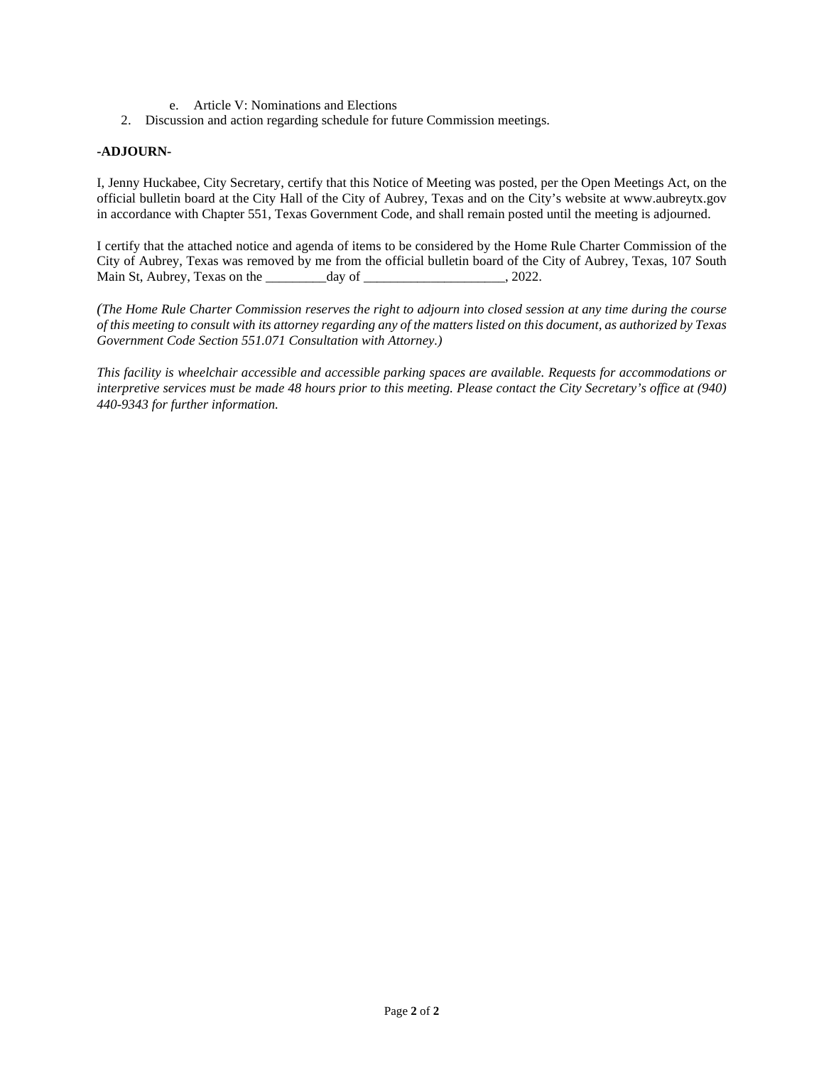e. Article V: Nominations and Elections
2. Discussion and action regarding schedule for future Commission meetings.

**-ADJOURN-**

I, Jenny Huckabee, City Secretary, certify that this Notice of Meeting was posted, per the Open Meetings Act, on the official bulletin board at the City Hall of the City of Aubrey, Texas and on the City's website at www.aubreytx.gov in accordance with Chapter 551, Texas Government Code, and shall remain posted until the meeting is adjourned.

I certify that the attached notice and agenda of items to be considered by the Home Rule Charter Commission of the City of Aubrey, Texas was removed by me from the official bulletin board of the City of Aubrey, Texas, 107 South Main St, Aubrey, Texas on the _________day of _____________________, 2022.

*(The Home Rule Charter Commission reserves the right to adjourn into closed session at any time during the course of this meeting to consult with its attorney regarding any of the matters listed on this document, as authorized by Texas Government Code Section 551.071 Consultation with Attorney.)*

*This facility is wheelchair accessible and accessible parking spaces are available. Requests for accommodations or interpretive services must be made 48 hours prior to this meeting. Please contact the City Secretary's office at (940) 440-9343 for further information.*